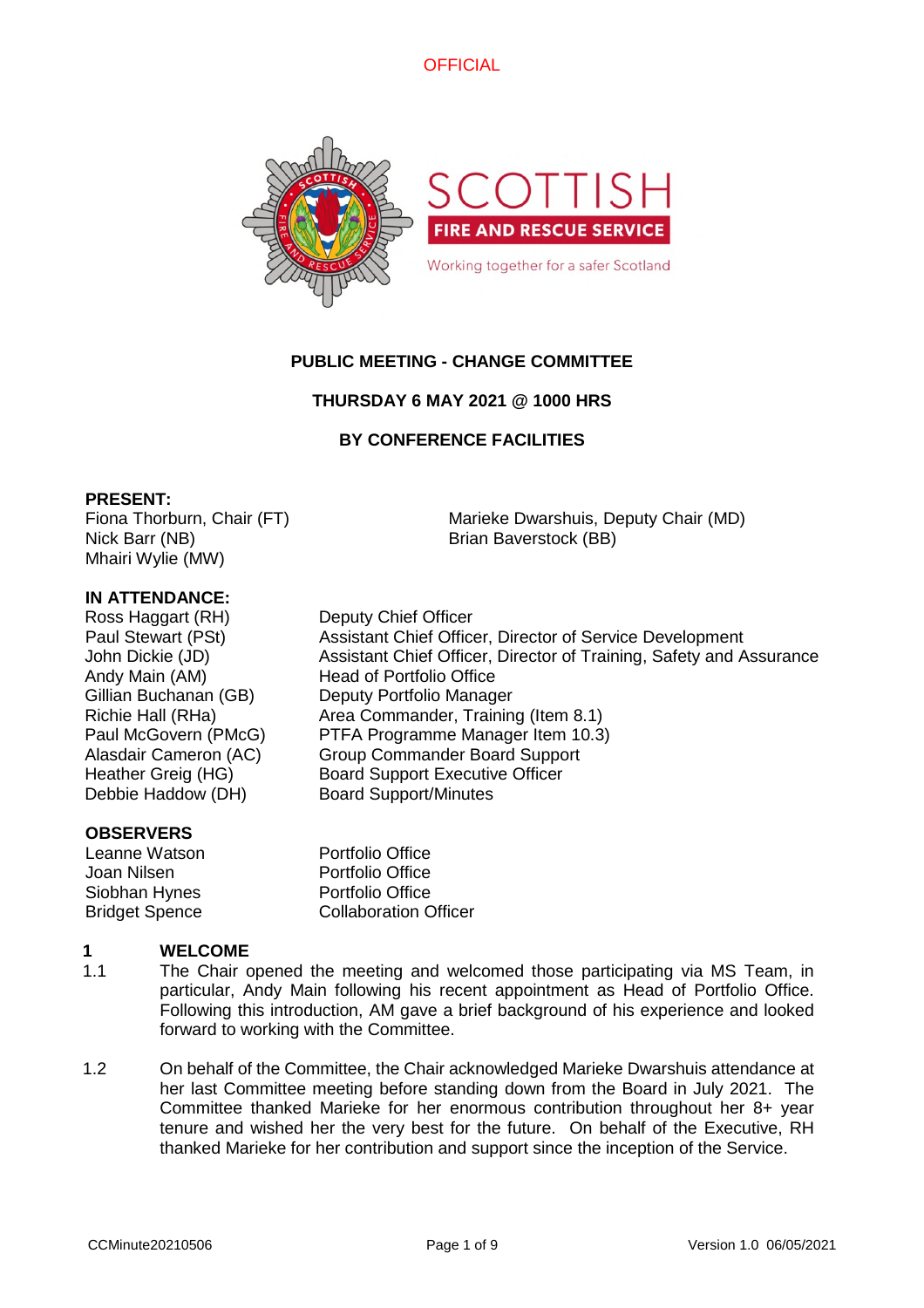OFFICIAL

SCOTTISH
FIRE AND RESCUE SERVICE
Working together for a safer Scotland

**PUBLIC MEETING - CHANGE COMMITTEE**

**THURSDAY 6 MAY 2021 @ 1000 HRS**

**BY CONFERENCE FACILITIES**

**PRESENT:**

Fiona Thorburn, Chair (FT)
Marieke Dwarshuis, Deputy Chair (MD)
Nick Barr (NB)
Brian Baverstock (BB)
Mhairi Wylie (MW)

**IN ATTENDANCE:**

| | |
|---|---|
| Ross Haggart (RH) | Deputy Chief Officer |
| Paul Stewart (PSt) | Assistant Chief Officer, Director of Service Development |
| John Dickie (JD) | Assistant Chief Officer, Director of Training, Safety and Assurance |
| Andy Main (AM) | Head of Portfolio Office |
| Gillian Buchanan (GB) | Deputy Portfolio Manager |
| Richie Hall (RHa) | Area Commander, Training (Item 8.1) |
| Paul McGovern (PMcG) | PTFA Programme Manager Item 10.3) |
| Alasdair Cameron (AC) | Group Commander Board Support |
| Heather Greig (HG) | Board Support Executive Officer |
| Debbie Haddow (DH) | Board Support/Minutes |

**OBSERVERS**

| | |
|---|---|
| Leanne Watson | Portfolio Office |
| Joan Nilsen | Portfolio Office |
| Siobhan Hynes | Portfolio Office |
| Bridget Spence | Collaboration Officer |

**1 WELCOME**

1.1 The Chair opened the meeting and welcomed those participating via MS Team, in particular, Andy Main following his recent appointment as Head of Portfolio Office. Following this introduction, AM gave a brief background of his experience and looked forward to working with the Committee.

1.2 On behalf of the Committee, the Chair acknowledged Marieke Dwarshuis attendance at her last Committee meeting before standing down from the Board in July 2021. The Committee thanked Marieke for her enormous contribution throughout her 8+ year tenure and wished her the very best for the future. On behalf of the Executive, RH thanked Marieke for her contribution and support since the inception of the Service.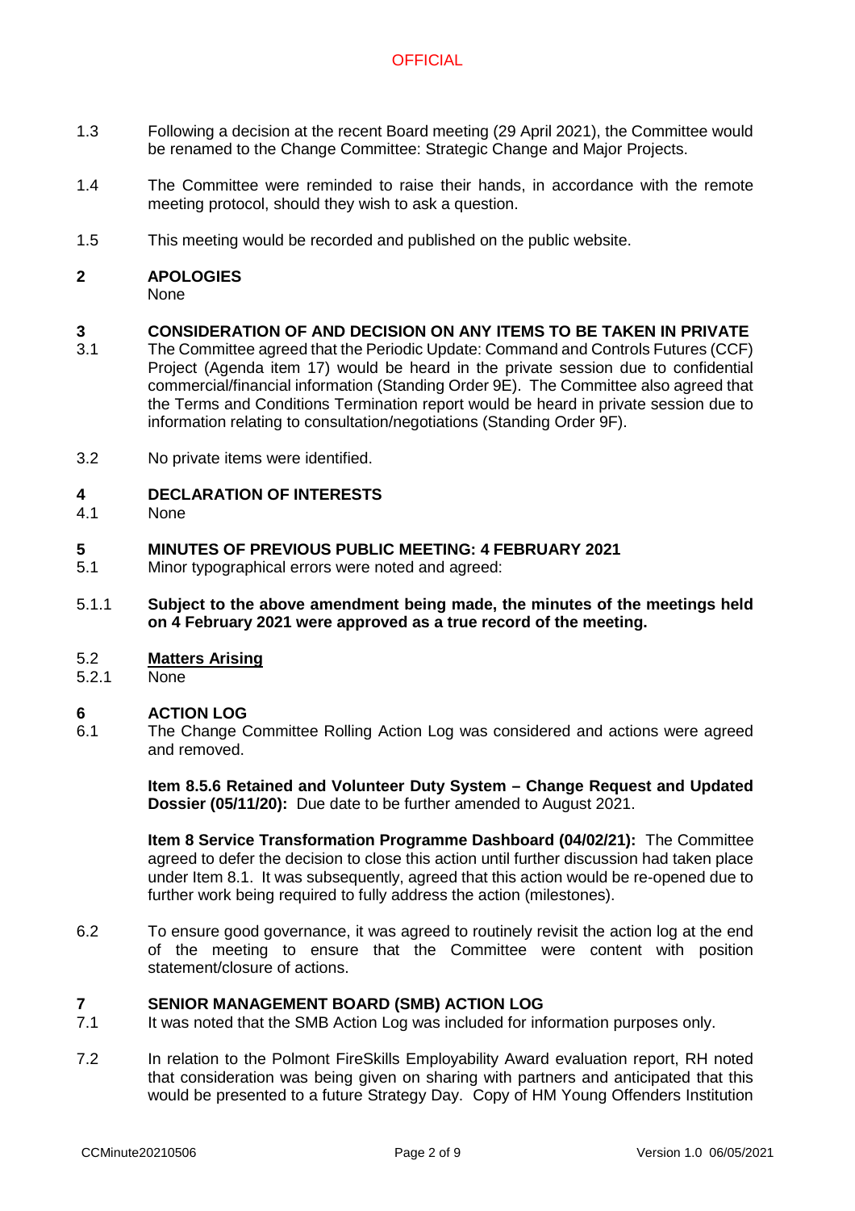1.3 Following a decision at the recent Board meeting (29 April 2021), the Committee would be renamed to the Change Committee: Strategic Change and Major Projects.

1.4 The Committee were reminded to raise their hands, in accordance with the remote meeting protocol, should they wish to ask a question.

1.5 This meeting would be recorded and published on the public website.

## 2 APOLOGIES

None

## 3 CONSIDERATION OF AND DECISION ON ANY ITEMS TO BE TAKEN IN PRIVATE

3.1 The Committee agreed that the Periodic Update: Command and Controls Futures (CCF) Project (Agenda item 17) would be heard in the private session due to confidential commercial/financial information (Standing Order 9E). The Committee also agreed that the Terms and Conditions Termination report would be heard in private session due to information relating to consultation/negotiations (Standing Order 9F).

3.2 No private items were identified.

## 4 DECLARATION OF INTERESTS

4.1 None

## 5 MINUTES OF PREVIOUS PUBLIC MEETING: 4 FEBRUARY 2021

5.1 Minor typographical errors were noted and agreed:

5.1.1 **Subject to the above amendment being made, the minutes of the meetings held on 4 February 2021 were approved as a true record of the meeting.**

5.2 **Matters Arising**

5.2.1 None

## 6 ACTION LOG

6.1 The Change Committee Rolling Action Log was considered and actions were agreed and removed.

**Item 8.5.6 Retained and Volunteer Duty System – Change Request and Updated Dossier (05/11/20):** Due date to be further amended to August 2021.

**Item 8 Service Transformation Programme Dashboard (04/02/21):** The Committee agreed to defer the decision to close this action until further discussion had taken place under Item 8.1. It was subsequently, agreed that this action would be re-opened due to further work being required to fully address the action (milestones).

6.2 To ensure good governance, it was agreed to routinely revisit the action log at the end of the meeting to ensure that the Committee were content with position statement/closure of actions.

## 7 SENIOR MANAGEMENT BOARD (SMB) ACTION LOG

7.1 It was noted that the SMB Action Log was included for information purposes only.

7.2 In relation to the Polmont FireSkills Employability Award evaluation report, RH noted that consideration was being given on sharing with partners and anticipated that this would be presented to a future Strategy Day. Copy of HM Young Offenders Institution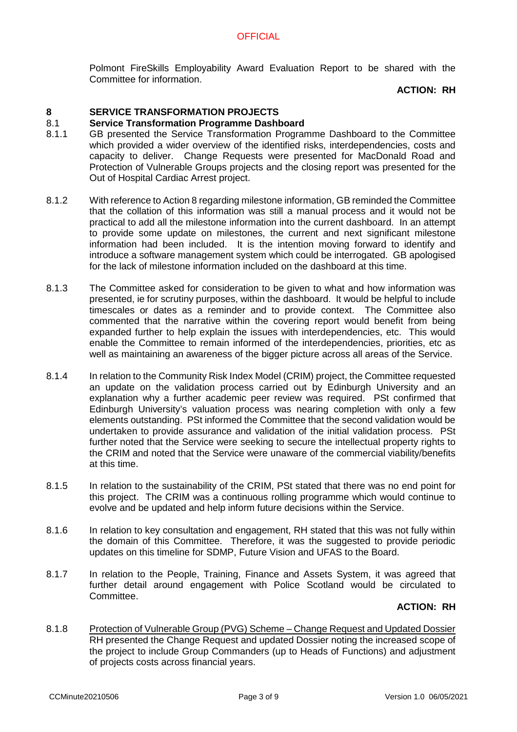Polmont FireSkills Employability Award Evaluation Report to be shared with the Committee for information.

**ACTION: RH**

## 8 SERVICE TRANSFORMATION PROJECTS

### 8.1 Service Transformation Programme Dashboard

8.1.1 GB presented the Service Transformation Programme Dashboard to the Committee which provided a wider overview of the identified risks, interdependencies, costs and capacity to deliver. Change Requests were presented for MacDonald Road and Protection of Vulnerable Groups projects and the closing report was presented for the Out of Hospital Cardiac Arrest project.

8.1.2 With reference to Action 8 regarding milestone information, GB reminded the Committee that the collation of this information was still a manual process and it would not be practical to add all the milestone information into the current dashboard. In an attempt to provide some update on milestones, the current and next significant milestone information had been included. It is the intention moving forward to identify and introduce a software management system which could be interrogated. GB apologised for the lack of milestone information included on the dashboard at this time.

8.1.3 The Committee asked for consideration to be given to what and how information was presented, ie for scrutiny purposes, within the dashboard. It would be helpful to include timescales or dates as a reminder and to provide context. The Committee also commented that the narrative within the covering report would benefit from being expanded further to help explain the issues with interdependencies, etc. This would enable the Committee to remain informed of the interdependencies, priorities, etc as well as maintaining an awareness of the bigger picture across all areas of the Service.

8.1.4 In relation to the Community Risk Index Model (CRIM) project, the Committee requested an update on the validation process carried out by Edinburgh University and an explanation why a further academic peer review was required. PSt confirmed that Edinburgh University's valuation process was nearing completion with only a few elements outstanding. PSt informed the Committee that the second validation would be undertaken to provide assurance and validation of the initial validation process. PSt further noted that the Service were seeking to secure the intellectual property rights to the CRIM and noted that the Service were unaware of the commercial viability/benefits at this time.

8.1.5 In relation to the sustainability of the CRIM, PSt stated that there was no end point for this project. The CRIM was a continuous rolling programme which would continue to evolve and be updated and help inform future decisions within the Service.

8.1.6 In relation to key consultation and engagement, RH stated that this was not fully within the domain of this Committee. Therefore, it was the suggested to provide periodic updates on this timeline for SDMP, Future Vision and UFAS to the Board.

8.1.7 In relation to the People, Training, Finance and Assets System, it was agreed that further detail around engagement with Police Scotland would be circulated to Committee.

**ACTION: RH**

8.1.8 <u>Protection of Vulnerable Group (PVG) Scheme – Change Request and Updated Dossier</u>
RH presented the Change Request and updated Dossier noting the increased scope of the project to include Group Commanders (up to Heads of Functions) and adjustment of projects costs across financial years.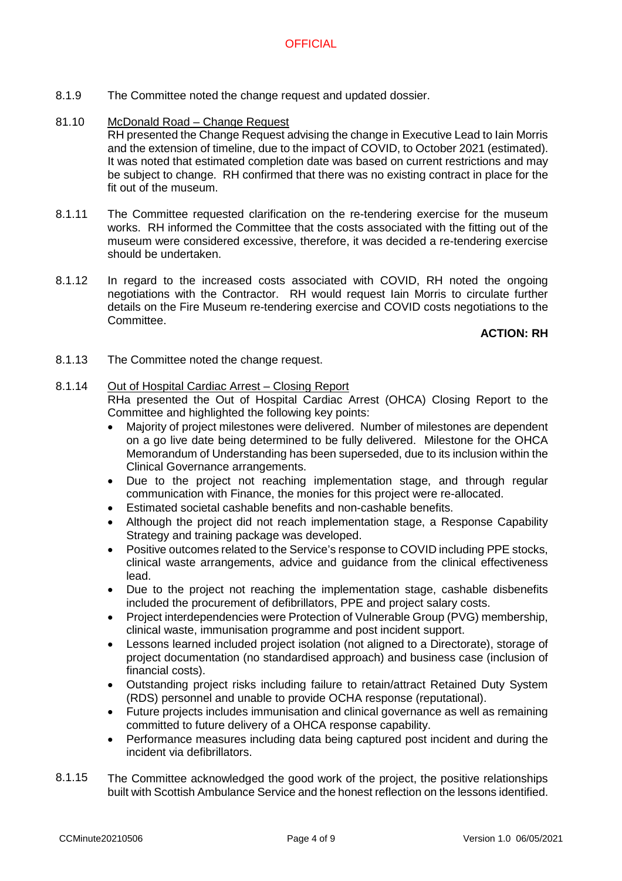8.1.9 The Committee noted the change request and updated dossier.

81.10 <u>McDonald Road – Change Request</u>
RH presented the Change Request advising the change in Executive Lead to Iain Morris and the extension of timeline, due to the impact of COVID, to October 2021 (estimated). It was noted that estimated completion date was based on current restrictions and may be subject to change. RH confirmed that there was no existing contract in place for the fit out of the museum.

8.1.11 The Committee requested clarification on the re-tendering exercise for the museum works. RH informed the Committee that the costs associated with the fitting out of the museum were considered excessive, therefore, it was decided a re-tendering exercise should be undertaken.

8.1.12 In regard to the increased costs associated with COVID, RH noted the ongoing negotiations with the Contractor. RH would request Iain Morris to circulate further details on the Fire Museum re-tendering exercise and COVID costs negotiations to the Committee.

**ACTION: RH**

8.1.13 The Committee noted the change request.

8.1.14 <u>Out of Hospital Cardiac Arrest – Closing Report</u>
RHa presented the Out of Hospital Cardiac Arrest (OHCA) Closing Report to the Committee and highlighted the following key points:

- Majority of project milestones were delivered. Number of milestones are dependent on a go live date being determined to be fully delivered. Milestone for the OHCA Memorandum of Understanding has been superseded, due to its inclusion within the Clinical Governance arrangements.
- Due to the project not reaching implementation stage, and through regular communication with Finance, the monies for this project were re-allocated.
- Estimated societal cashable benefits and non-cashable benefits.
- Although the project did not reach implementation stage, a Response Capability Strategy and training package was developed.
- Positive outcomes related to the Service's response to COVID including PPE stocks, clinical waste arrangements, advice and guidance from the clinical effectiveness lead.
- Due to the project not reaching the implementation stage, cashable disbenefits included the procurement of defibrillators, PPE and project salary costs.
- Project interdependencies were Protection of Vulnerable Group (PVG) membership, clinical waste, immunisation programme and post incident support.
- Lessons learned included project isolation (not aligned to a Directorate), storage of project documentation (no standardised approach) and business case (inclusion of financial costs).
- Outstanding project risks including failure to retain/attract Retained Duty System (RDS) personnel and unable to provide OCHA response (reputational).
- Future projects includes immunisation and clinical governance as well as remaining committed to future delivery of a OHCA response capability.
- Performance measures including data being captured post incident and during the incident via defibrillators.

8.1.15 The Committee acknowledged the good work of the project, the positive relationships built with Scottish Ambulance Service and the honest reflection on the lessons identified.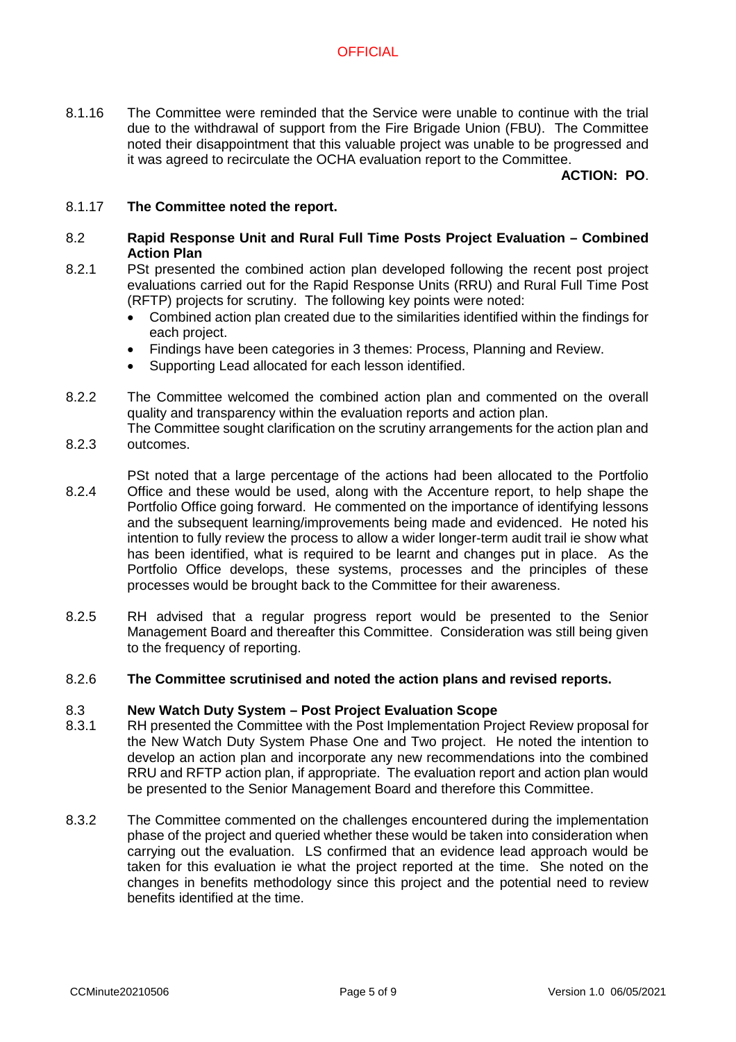8.1.16 The Committee were reminded that the Service were unable to continue with the trial due to the withdrawal of support from the Fire Brigade Union (FBU). The Committee noted their disappointment that this valuable project was unable to be progressed and it was agreed to recirculate the OCHA evaluation report to the Committee.

**ACTION: PO**.

8.1.17 **The Committee noted the report.**

8.2 **Rapid Response Unit and Rural Full Time Posts Project Evaluation – Combined Action Plan**

8.2.1 PSt presented the combined action plan developed following the recent post project evaluations carried out for the Rapid Response Units (RRU) and Rural Full Time Post (RFTP) projects for scrutiny. The following key points were noted:

- Combined action plan created due to the similarities identified within the findings for each project.
- Findings have been categories in 3 themes: Process, Planning and Review.
- Supporting Lead allocated for each lesson identified.

8.2.2 The Committee welcomed the combined action plan and commented on the overall quality and transparency within the evaluation reports and action plan.

8.2.3 The Committee sought clarification on the scrutiny arrangements for the action plan and outcomes.

8.2.4 PSt noted that a large percentage of the actions had been allocated to the Portfolio Office and these would be used, along with the Accenture report, to help shape the Portfolio Office going forward. He commented on the importance of identifying lessons and the subsequent learning/improvements being made and evidenced. He noted his intention to fully review the process to allow a wider longer-term audit trail ie show what has been identified, what is required to be learnt and changes put in place. As the Portfolio Office develops, these systems, processes and the principles of these processes would be brought back to the Committee for their awareness.

8.2.5 RH advised that a regular progress report would be presented to the Senior Management Board and thereafter this Committee. Consideration was still being given to the frequency of reporting.

8.2.6 **The Committee scrutinised and noted the action plans and revised reports.**

8.3 **New Watch Duty System – Post Project Evaluation Scope**

8.3.1 RH presented the Committee with the Post Implementation Project Review proposal for the New Watch Duty System Phase One and Two project. He noted the intention to develop an action plan and incorporate any new recommendations into the combined RRU and RFTP action plan, if appropriate. The evaluation report and action plan would be presented to the Senior Management Board and therefore this Committee.

8.3.2 The Committee commented on the challenges encountered during the implementation phase of the project and queried whether these would be taken into consideration when carrying out the evaluation. LS confirmed that an evidence lead approach would be taken for this evaluation ie what the project reported at the time. She noted on the changes in benefits methodology since this project and the potential need to review benefits identified at the time.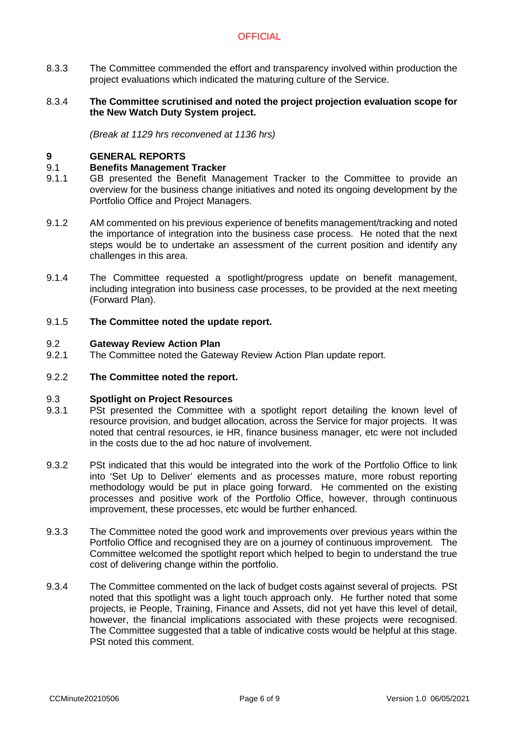8.3.3 The Committee commended the effort and transparency involved within production the project evaluations which indicated the maturing culture of the Service.

8.3.4 **The Committee scrutinised and noted the project projection evaluation scope for the New Watch Duty System project.**

*(Break at 1129 hrs reconvened at 1136 hrs)*

## 9 GENERAL REPORTS

### 9.1 Benefits Management Tracker

9.1.1 GB presented the Benefit Management Tracker to the Committee to provide an overview for the business change initiatives and noted its ongoing development by the Portfolio Office and Project Managers.

9.1.2 AM commented on his previous experience of benefits management/tracking and noted the importance of integration into the business case process. He noted that the next steps would be to undertake an assessment of the current position and identify any challenges in this area.

9.1.4 The Committee requested a spotlight/progress update on benefit management, including integration into business case processes, to be provided at the next meeting (Forward Plan).

9.1.5 **The Committee noted the update report.**

### 9.2 Gateway Review Action Plan

9.2.1 The Committee noted the Gateway Review Action Plan update report.

9.2.2 **The Committee noted the report.**

### 9.3 Spotlight on Project Resources

9.3.1 PSt presented the Committee with a spotlight report detailing the known level of resource provision, and budget allocation, across the Service for major projects. It was noted that central resources, ie HR, finance business manager, etc were not included in the costs due to the ad hoc nature of involvement.

9.3.2 PSt indicated that this would be integrated into the work of the Portfolio Office to link into 'Set Up to Deliver' elements and as processes mature, more robust reporting methodology would be put in place going forward. He commented on the existing processes and positive work of the Portfolio Office, however, through continuous improvement, these processes, etc would be further enhanced.

9.3.3 The Committee noted the good work and improvements over previous years within the Portfolio Office and recognised they are on a journey of continuous improvement. The Committee welcomed the spotlight report which helped to begin to understand the true cost of delivering change within the portfolio.

9.3.4 The Committee commented on the lack of budget costs against several of projects. PSt noted that this spotlight was a light touch approach only. He further noted that some projects, ie People, Training, Finance and Assets, did not yet have this level of detail, however, the financial implications associated with these projects were recognised. The Committee suggested that a table of indicative costs would be helpful at this stage. PSt noted this comment.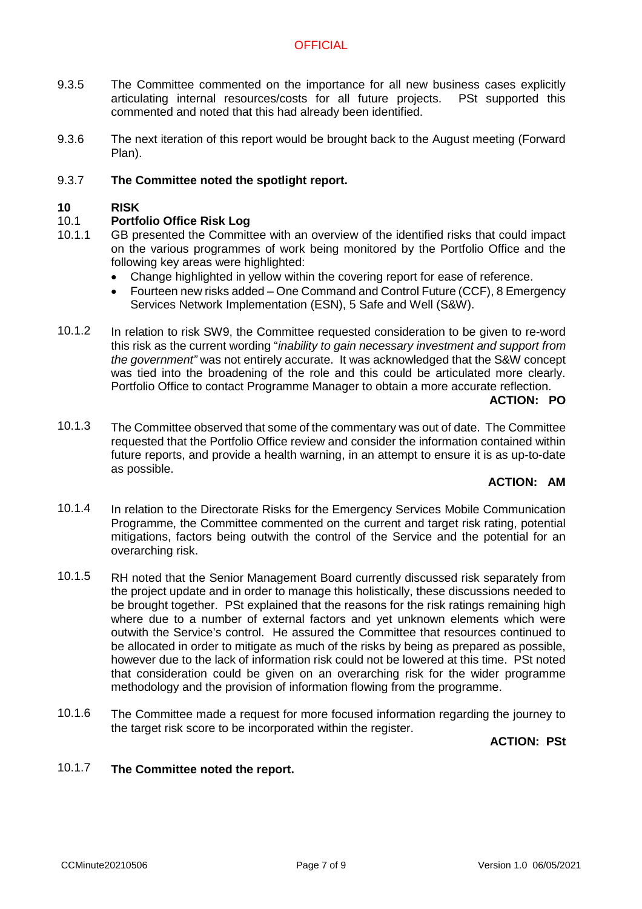9.3.5 The Committee commented on the importance for all new business cases explicitly articulating internal resources/costs for all future projects. PSt supported this commented and noted that this had already been identified.

9.3.6 The next iteration of this report would be brought back to the August meeting (Forward Plan).

9.3.7 **The Committee noted the spotlight report.**

## 10 RISK

### 10.1 Portfolio Office Risk Log

10.1.1 GB presented the Committee with an overview of the identified risks that could impact on the various programmes of work being monitored by the Portfolio Office and the following key areas were highlighted:

- Change highlighted in yellow within the covering report for ease of reference.
- Fourteen new risks added – One Command and Control Future (CCF), 8 Emergency Services Network Implementation (ESN), 5 Safe and Well (S&W).

10.1.2 In relation to risk SW9, the Committee requested consideration to be given to re-word this risk as the current wording "*inability to gain necessary investment and support from the government"* was not entirely accurate. It was acknowledged that the S&W concept was tied into the broadening of the role and this could be articulated more clearly. Portfolio Office to contact Programme Manager to obtain a more accurate reflection.

**ACTION: PO**

10.1.3 The Committee observed that some of the commentary was out of date. The Committee requested that the Portfolio Office review and consider the information contained within future reports, and provide a health warning, in an attempt to ensure it is as up-to-date as possible.

**ACTION: AM**

10.1.4 In relation to the Directorate Risks for the Emergency Services Mobile Communication Programme, the Committee commented on the current and target risk rating, potential mitigations, factors being outwith the control of the Service and the potential for an overarching risk.

10.1.5 RH noted that the Senior Management Board currently discussed risk separately from the project update and in order to manage this holistically, these discussions needed to be brought together. PSt explained that the reasons for the risk ratings remaining high where due to a number of external factors and yet unknown elements which were outwith the Service's control. He assured the Committee that resources continued to be allocated in order to mitigate as much of the risks by being as prepared as possible, however due to the lack of information risk could not be lowered at this time. PSt noted that consideration could be given on an overarching risk for the wider programme methodology and the provision of information flowing from the programme.

10.1.6 The Committee made a request for more focused information regarding the journey to the target risk score to be incorporated within the register.

**ACTION: PSt**

10.1.7 **The Committee noted the report.**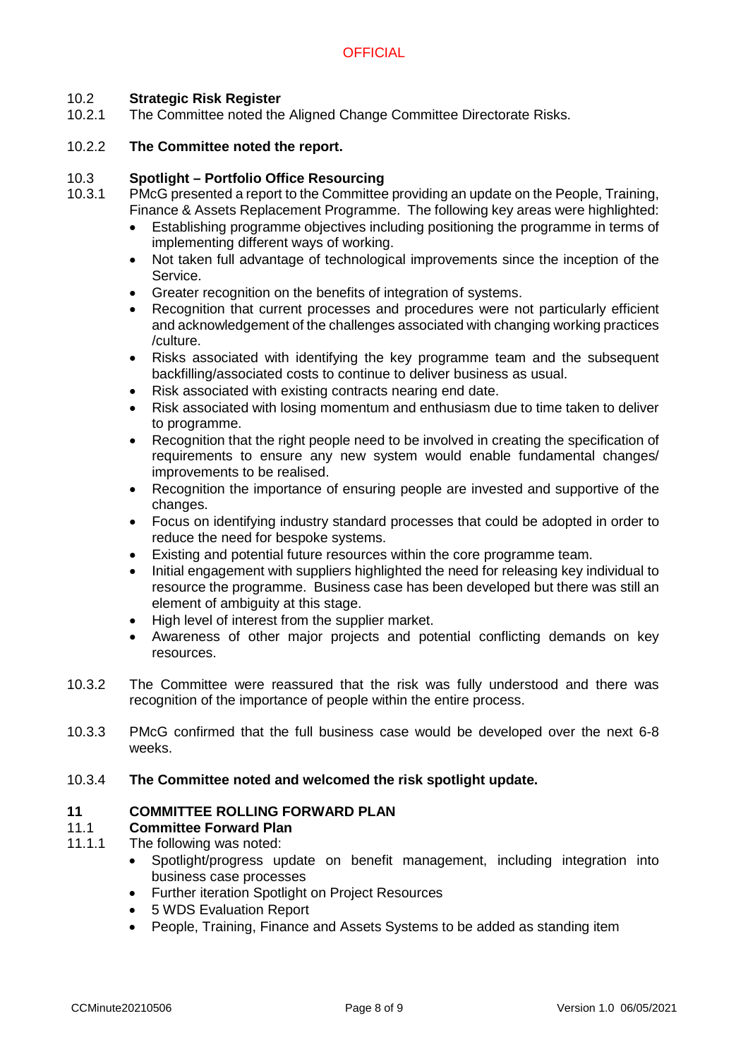10.2 **Strategic Risk Register**

10.2.1 The Committee noted the Aligned Change Committee Directorate Risks.

10.2.2 **The Committee noted the report.**

10.3 **Spotlight – Portfolio Office Resourcing**

10.3.1 PMcG presented a report to the Committee providing an update on the People, Training, Finance & Assets Replacement Programme. The following key areas were highlighted:

- Establishing programme objectives including positioning the programme in terms of implementing different ways of working.
- Not taken full advantage of technological improvements since the inception of the Service.
- Greater recognition on the benefits of integration of systems.
- Recognition that current processes and procedures were not particularly efficient and acknowledgement of the challenges associated with changing working practices /culture.
- Risks associated with identifying the key programme team and the subsequent backfilling/associated costs to continue to deliver business as usual.
- Risk associated with existing contracts nearing end date.
- Risk associated with losing momentum and enthusiasm due to time taken to deliver to programme.
- Recognition that the right people need to be involved in creating the specification of requirements to ensure any new system would enable fundamental changes/ improvements to be realised.
- Recognition the importance of ensuring people are invested and supportive of the changes.
- Focus on identifying industry standard processes that could be adopted in order to reduce the need for bespoke systems.
- Existing and potential future resources within the core programme team.
- Initial engagement with suppliers highlighted the need for releasing key individual to resource the programme. Business case has been developed but there was still an element of ambiguity at this stage.
- High level of interest from the supplier market.
- Awareness of other major projects and potential conflicting demands on key resources.

10.3.2 The Committee were reassured that the risk was fully understood and there was recognition of the importance of people within the entire process.

10.3.3 PMcG confirmed that the full business case would be developed over the next 6-8 weeks.

10.3.4 **The Committee noted and welcomed the risk spotlight update.**

## 11 COMMITTEE ROLLING FORWARD PLAN

11.1 **Committee Forward Plan**

11.1.1 The following was noted:

- Spotlight/progress update on benefit management, including integration into business case processes
- Further iteration Spotlight on Project Resources
- 5 WDS Evaluation Report
- People, Training, Finance and Assets Systems to be added as standing item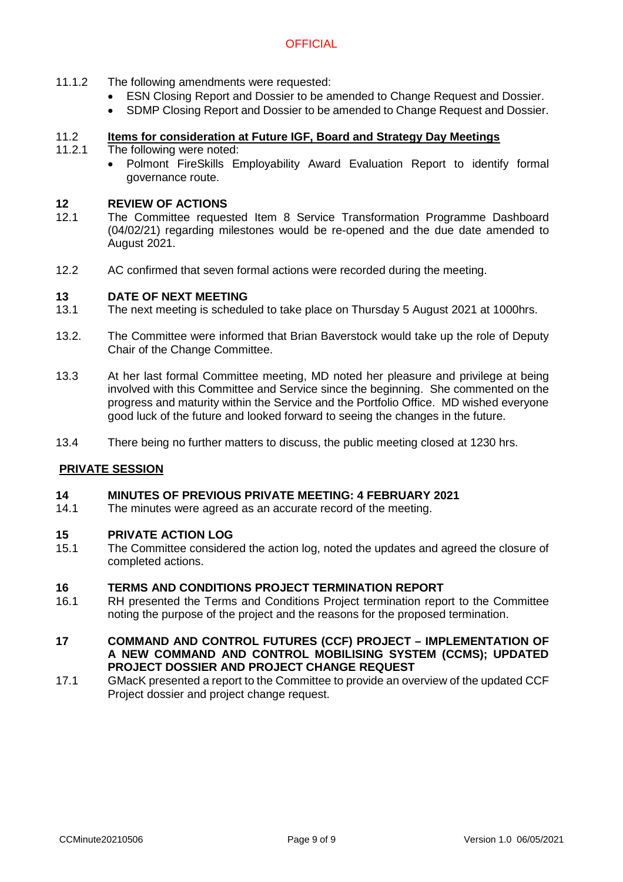11.1.2 The following amendments were requested:

- ESN Closing Report and Dossier to be amended to Change Request and Dossier.
- SDMP Closing Report and Dossier to be amended to Change Request and Dossier.

### 11.2 Items for consideration at Future IGF, Board and Strategy Day Meetings

11.2.1 The following were noted:

- Polmont FireSkills Employability Award Evaluation Report to identify formal governance route.

## 12 REVIEW OF ACTIONS

12.1 The Committee requested Item 8 Service Transformation Programme Dashboard (04/02/21) regarding milestones would be re-opened and the due date amended to August 2021.

12.2 AC confirmed that seven formal actions were recorded during the meeting.

## 13 DATE OF NEXT MEETING

13.1 The next meeting is scheduled to take place on Thursday 5 August 2021 at 1000hrs.

13.2. The Committee were informed that Brian Baverstock would take up the role of Deputy Chair of the Change Committee.

13.3 At her last formal Committee meeting, MD noted her pleasure and privilege at being involved with this Committee and Service since the beginning. She commented on the progress and maturity within the Service and the Portfolio Office. MD wished everyone good luck of the future and looked forward to seeing the changes in the future.

13.4 There being no further matters to discuss, the public meeting closed at 1230 hrs.

## PRIVATE SESSION

## 14 MINUTES OF PREVIOUS PRIVATE MEETING: 4 FEBRUARY 2021

14.1 The minutes were agreed as an accurate record of the meeting.

## 15 PRIVATE ACTION LOG

15.1 The Committee considered the action log, noted the updates and agreed the closure of completed actions.

## 16 TERMS AND CONDITIONS PROJECT TERMINATION REPORT

16.1 RH presented the Terms and Conditions Project termination report to the Committee noting the purpose of the project and the reasons for the proposed termination.

## 17 COMMAND AND CONTROL FUTURES (CCF) PROJECT – IMPLEMENTATION OF A NEW COMMAND AND CONTROL MOBILISING SYSTEM (CCMS); UPDATED PROJECT DOSSIER AND PROJECT CHANGE REQUEST

17.1 GMacK presented a report to the Committee to provide an overview of the updated CCF Project dossier and project change request.